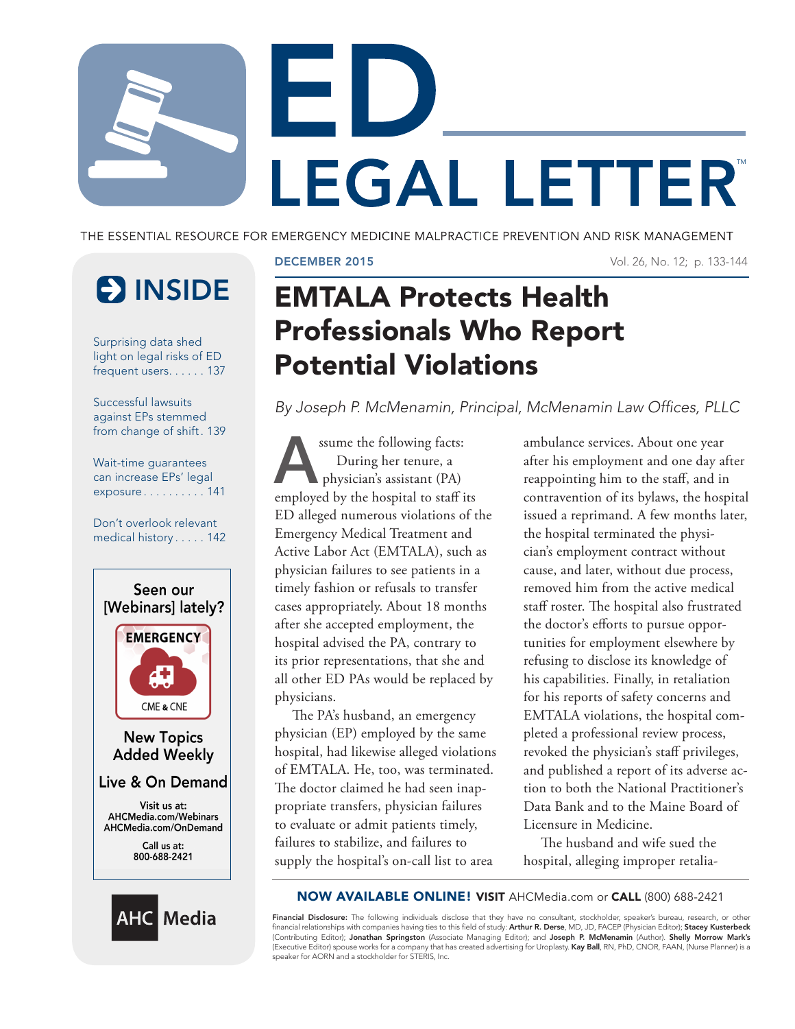# ED LEGAL LETTER™

THE ESSENTIAL RESOURCE FOR EMERGENCY MEDICINE MALPRACTICE PREVENTION AND RISK MANAGEMENT

DECEMBER 2015

## INSIDE

Surprising data shed light on legal risks of ED frequent users. . . . . . 137

Successful lawsuits against EPs stemmed from change of shift . 139

Wait-time guarantees can increase EPs' legal exposure . . . . . . . . . . 141

Don't overlook relevant medical history . . . . . 142

Seen our [Webinars] lately?

EMERGENCY

CME & CNE

New Topics Added Weekly

Live & On Demand

Visit us at:
AHCMedia.com/Webinars
AHCMedia.com/OnDemand

Call us at:
800-688-2421

AHC Media

# EMTALA Protects Health Professionals Who Report Potential Violations

*By Joseph P. McMenamin, Principal, McMenamin Law Offices, PLLC*

Assume the following facts: During her tenure, a physician's assistant (PA) employed by the hospital to staff its ED alleged numerous violations of the Emergency Medical Treatment and Active Labor Act (EMTALA), such as physician failures to see patients in a timely fashion or refusals to transfer cases appropriately. About 18 months after she accepted employment, the hospital advised the PA, contrary to its prior representations, that she and all other ED PAs would be replaced by physicians.

The PA's husband, an emergency physician (EP) employed by the same hospital, had likewise alleged violations of EMTALA. He, too, was terminated. The doctor claimed he had seen inappropriate transfers, physician failures to evaluate or admit patients timely, failures to stabilize, and failures to supply the hospital's on-call list to area ambulance services. About one year after his employment and one day after reappointing him to the staff, and in contravention of its bylaws, the hospital issued a reprimand. A few months later, the hospital terminated the physician's employment contract without cause, and later, without due process, removed him from the active medical staff roster. The hospital also frustrated the doctor's efforts to pursue opportunities for employment elsewhere by refusing to disclose its knowledge of his capabilities. Finally, in retaliation for his reports of safety concerns and EMTALA violations, the hospital completed a professional review process, revoked the physician's staff privileges, and published a report of its adverse action to both the National Practitioner's Data Bank and to the Maine Board of Licensure in Medicine.

The husband and wife sued the hospital, alleging improper retalia-

**NOW AVAILABLE ONLINE! VISIT** AHCMedia.com or **CALL** (800) 688-2421

**Financial Disclosure:** The following individuals disclose that they have no consultant, stockholder, speaker's bureau, research, or other financial relationships with companies having ties to this field of study: **Arthur R. Derse**, MD, JD, FACEP (Physician Editor); **Stacey Kusterbeck** (Contributing Editor); **Jonathan Springston** (Associate Managing Editor); and **Joseph P. McMenamin** (Author). **Shelly Morrow Mark's** (Executive Editor) spouse works for a company that has created advertising for Uroplasty. **Kay Ball**, RN, PhD, CNOR, FAAN, (Nurse Planner) is a speaker for AORN and a stockholder for STERIS, Inc.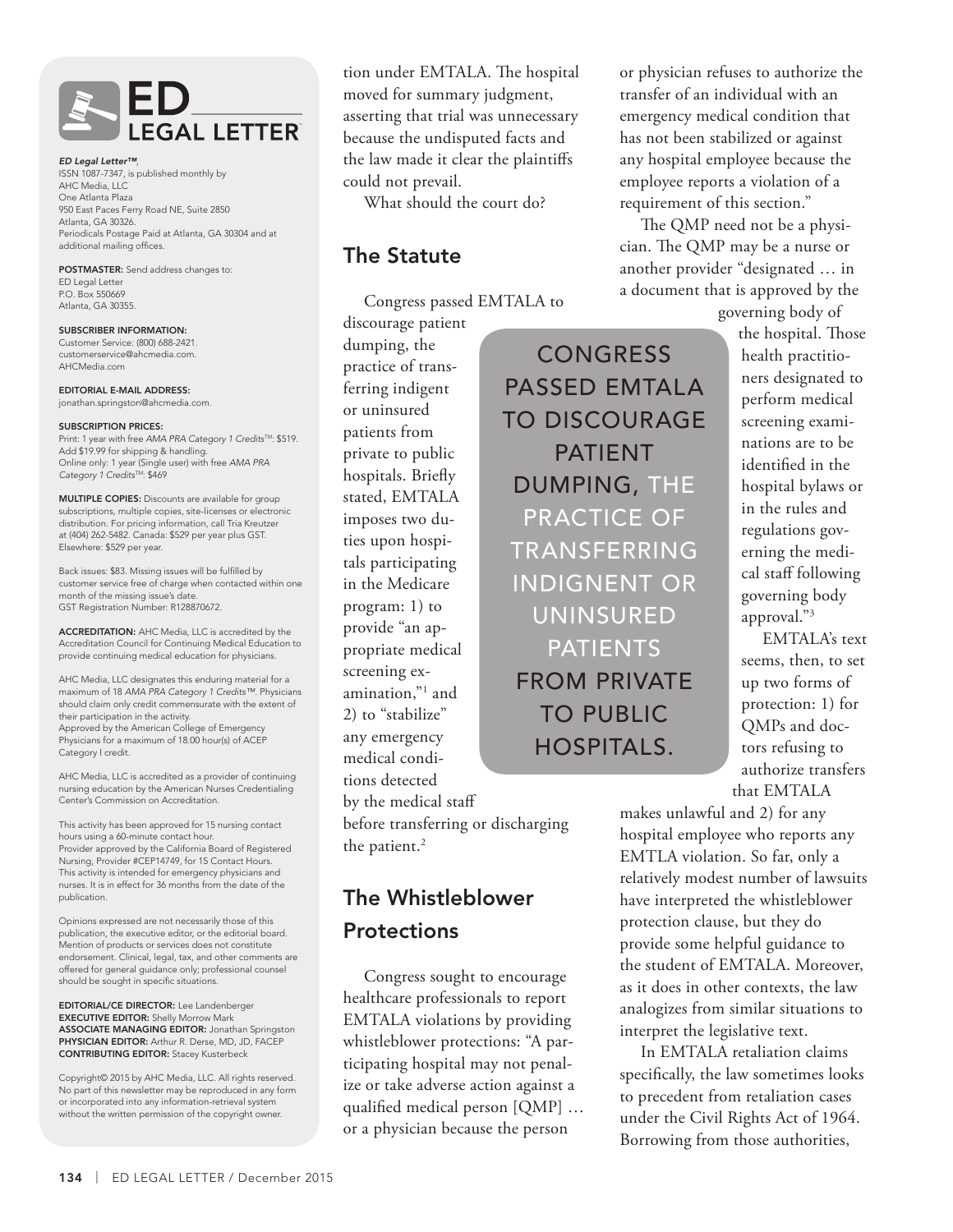*ED Legal Letter™*, ISSN 1087-7347, is published monthly by AHC Media, LLC One Atlanta Plaza 950 East Paces Ferry Road NE, Suite 2850 Atlanta, GA 30326. Periodicals Postage Paid at Atlanta, GA 30304 and at additional mailing offices.

**POSTMASTER:** Send address changes to: ED Legal Letter P.O. Box 550669 Atlanta, GA 30355.

**SUBSCRIBER INFORMATION:** Customer Service: (800) 688-2421. customerservice@ahcmedia.com. AHCMedia.com

**EDITORIAL E-MAIL ADDRESS:** jonathan.springston@ahcmedia.com.

**SUBSCRIPTION PRICES:** Print: 1 year with free *AMA PRA Category 1 Credits*™: $519. Add $19.99 for shipping & handling. Online only: 1 year (Single user) with free *AMA PRA Category 1 Credits*™: $469

**MULTIPLE COPIES:** Discounts are available for group subscriptions, multiple copies, site-licenses or electronic distribution. For pricing information, call Tria Kreutzer at (404) 262-5482. Canada: $529 per year plus GST. Elsewhere: $529 per year.

Back issues: $83. Missing issues will be fulfilled by customer service free of charge when contacted within one month of the missing issue's date. GST Registration Number: R128870672.

**ACCREDITATION:** AHC Media, LLC is accredited by the Accreditation Council for Continuing Medical Education to provide continuing medical education for physicians.

AHC Media, LLC designates this enduring material for a maximum of 18 *AMA PRA Category 1 Credits™*. Physicians should claim only credit commensurate with the extent of their participation in the activity. Approved by the American College of Emergency Physicians for a maximum of 18.00 hour(s) of ACEP Category I credit.

AHC Media, LLC is accredited as a provider of continuing nursing education by the American Nurses Credentialing Center's Commission on Accreditation.

This activity has been approved for 15 nursing contact hours using a 60-minute contact hour. Provider approved by the California Board of Registered Nursing, Provider #CEP14749, for 15 Contact Hours. This activity is intended for emergency physicians and nurses. It is in effect for 36 months from the date of the publication.

Opinions expressed are not necessarily those of this publication, the executive editor, or the editorial board. Mention of products or services does not constitute endorsement. Clinical, legal, tax, and other comments are offered for general guidance only; professional counsel should be sought in specific situations.

**EDITORIAL/CE DIRECTOR:** Lee Landenberger
**EXECUTIVE EDITOR:** Shelly Morrow Mark
**ASSOCIATE MANAGING EDITOR:** Jonathan Springston
**PHYSICIAN EDITOR:** Arthur R. Derse, MD, JD, FACEP
**CONTRIBUTING EDITOR:** Stacey Kusterbeck

Copyright© 2015 by AHC Media, LLC. All rights reserved. No part of this newsletter may be reproduced in any form or incorporated into any information-retrieval system without the written permission of the copyright owner.

tion under EMTALA. The hospital moved for summary judgment, asserting that trial was unnecessary because the undisputed facts and the law made it clear the plaintiffs could not prevail.

What should the court do?

## The Statute

Congress passed EMTALA to discourage patient dumping, the practice of transferring indigent or uninsured patients from private to public hospitals. Briefly stated, EMTALA imposes two duties upon hospitals participating in the Medicare program: 1) to provide "an appropriate medical screening examination,"[1] and 2) to "stabilize" any emergency medical conditions detected by the medical staff before transferring or discharging the patient.[2]

> CONGRESS PASSED EMTALA TO DISCOURAGE PATIENT DUMPING, THE PRACTICE OF TRANSFERRING INDIGNENT OR UNINSURED PATIENTS FROM PRIVATE TO PUBLIC HOSPITALS.

## The Whistleblower Protections

Congress sought to encourage healthcare professionals to report EMTALA violations by providing whistleblower protections: "A participating hospital may not penalize or take adverse action against a qualified medical person [QMP] … or a physician because the person or physician refuses to authorize the transfer of an individual with an emergency medical condition that has not been stabilized or against any hospital employee because the employee reports a violation of a requirement of this section."

The QMP need not be a physician. The QMP may be a nurse or another provider "designated … in a document that is approved by the governing body of the hospital. Those health practitioners designated to perform medical screening examinations are to be identified in the hospital bylaws or in the rules and regulations governing the medical staff following governing body approval."[3]

EMTALA's text seems, then, to set up two forms of protection: 1) for QMPs and doctors refusing to authorize transfers that EMTALA makes unlawful and 2) for any hospital employee who reports any EMTLA violation. So far, only a relatively modest number of lawsuits have interpreted the whistleblower protection clause, but they do provide some helpful guidance to the student of EMTALA. Moreover, as it does in other contexts, the law analogizes from similar situations to interpret the legislative text.

In EMTALA retaliation claims specifically, the law sometimes looks to precedent from retaliation cases under the Civil Rights Act of 1964. Borrowing from those authorities,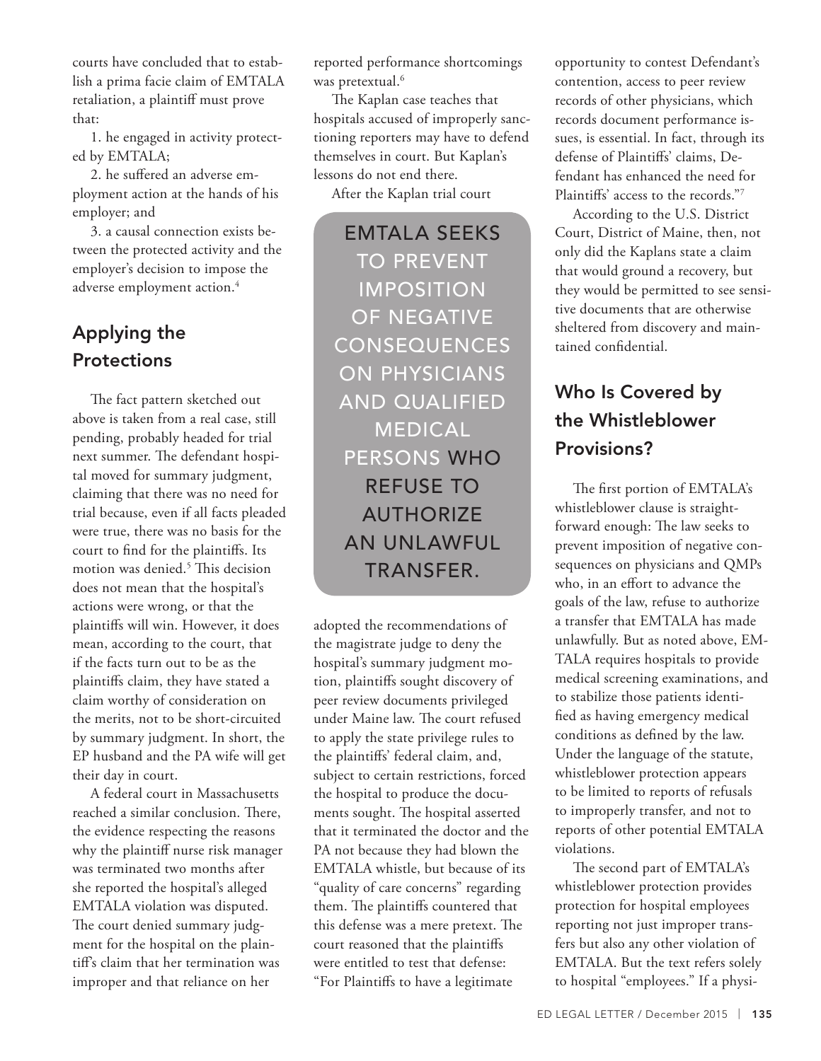courts have concluded that to establish a prima facie claim of EMTALA retaliation, a plaintiff must prove that:

1. he engaged in activity protected by EMTALA;
2. he suffered an adverse employment action at the hands of his employer; and
3. a causal connection exists between the protected activity and the employer's decision to impose the adverse employment action.[4]

## Applying the Protections

The fact pattern sketched out above is taken from a real case, still pending, probably headed for trial next summer. The defendant hospital moved for summary judgment, claiming that there was no need for trial because, even if all facts pleaded were true, there was no basis for the court to find for the plaintiffs. Its motion was denied.[5] This decision does not mean that the hospital's actions were wrong, or that the plaintiffs will win. However, it does mean, according to the court, that if the facts turn out to be as the plaintiffs claim, they have stated a claim worthy of consideration on the merits, not to be short-circuited by summary judgment. In short, the EP husband and the PA wife will get their day in court.

A federal court in Massachusetts reached a similar conclusion. There, the evidence respecting the reasons why the plaintiff nurse risk manager was terminated two months after she reported the hospital's alleged EMTALA violation was disputed. The court denied summary judgment for the hospital on the plaintiff's claim that her termination was improper and that reliance on her reported performance shortcomings was pretextual.[6]

The Kaplan case teaches that hospitals accused of improperly sanctioning reporters may have to defend themselves in court. But Kaplan's lessons do not end there.

After the Kaplan trial court adopted the recommendations of the magistrate judge to deny the hospital's summary judgment motion, plaintiffs sought discovery of peer review documents privileged under Maine law. The court refused to apply the state privilege rules to the plaintiffs' federal claim, and, subject to certain restrictions, forced the hospital to produce the documents sought. The hospital asserted that it terminated the doctor and the PA not because they had blown the EMTALA whistle, but because of its "quality of care concerns" regarding them. The plaintiffs countered that this defense was a mere pretext. The court reasoned that the plaintiffs were entitled to test that defense: "For Plaintiffs to have a legitimate opportunity to contest Defendant's contention, access to peer review records of other physicians, which records document performance issues, is essential. In fact, through its defense of Plaintiffs' claims, Defendant has enhanced the need for Plaintiffs' access to the records."[7]

> EMTALA SEEKS TO PREVENT IMPOSITION OF NEGATIVE CONSEQUENCES ON PHYSICIANS AND QUALIFIED MEDICAL PERSONS WHO REFUSE TO AUTHORIZE AN UNLAWFUL TRANSFER.

According to the U.S. District Court, District of Maine, then, not only did the Kaplans state a claim that would ground a recovery, but they would be permitted to see sensitive documents that are otherwise sheltered from discovery and maintained confidential.

## Who Is Covered by the Whistleblower Provisions?

The first portion of EMTALA's whistleblower clause is straightforward enough: The law seeks to prevent imposition of negative consequences on physicians and QMPs who, in an effort to advance the goals of the law, refuse to authorize a transfer that EMTALA has made unlawfully. But as noted above, EMTALA requires hospitals to provide medical screening examinations, and to stabilize those patients identified as having emergency medical conditions as defined by the law. Under the language of the statute, whistleblower protection appears to be limited to reports of refusals to improperly transfer, and not to reports of other potential EMTALA violations.

The second part of EMTALA's whistleblower protection provides protection for hospital employees reporting not just improper transfers but also any other violation of EMTALA. But the text refers solely to hospital "employees." If a physi-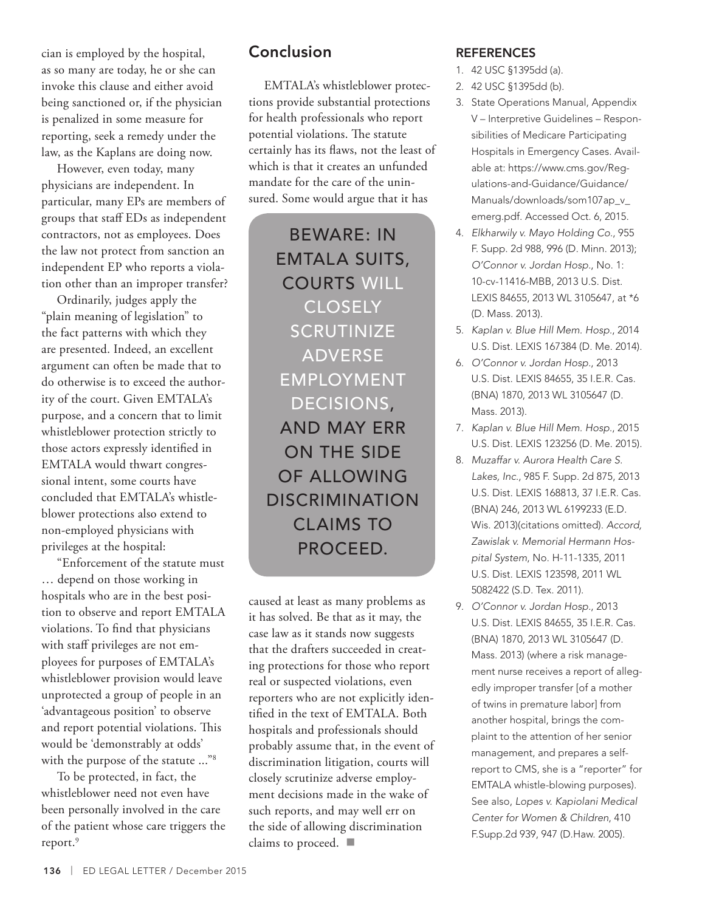cian is employed by the hospital, as so many are today, he or she can invoke this clause and either avoid being sanctioned or, if the physician is penalized in some measure for reporting, seek a remedy under the law, as the Kaplans are doing now.

However, even today, many physicians are independent. In particular, many EPs are members of groups that staff EDs as independent contractors, not as employees. Does the law not protect from sanction an independent EP who reports a violation other than an improper transfer?

Ordinarily, judges apply the "plain meaning of legislation" to the fact patterns with which they are presented. Indeed, an excellent argument can often be made that to do otherwise is to exceed the authority of the court. Given EMTALA's purpose, and a concern that to limit whistleblower protection strictly to those actors expressly identified in EMTALA would thwart congressional intent, some courts have concluded that EMTALA's whistleblower protections also extend to non-employed physicians with privileges at the hospital:

"Enforcement of the statute must … depend on those working in hospitals who are in the best position to observe and report EMTALA violations. To find that physicians with staff privileges are not employees for purposes of EMTALA's whistleblower provision would leave unprotected a group of people in an 'advantageous position' to observe and report potential violations. This would be 'demonstrably at odds' with the purpose of the statute ..."[8]

To be protected, in fact, the whistleblower need not even have been personally involved in the care of the patient whose care triggers the report.[9]

## Conclusion

EMTALA's whistleblower protections provide substantial protections for health professionals who report potential violations. The statute certainly has its flaws, not the least of which is that it creates an unfunded mandate for the care of the uninsured. Some would argue that it has caused at least as many problems as it has solved. Be that as it may, the case law as it stands now suggests that the drafters succeeded in creating protections for those who report real or suspected violations, even reporters who are not explicitly identified in the text of EMTALA. Both hospitals and professionals should probably assume that, in the event of discrimination litigation, courts will closely scrutinize adverse employment decisions made in the wake of such reports, and may well err on the side of allowing discrimination claims to proceed. ■

> **BEWARE: IN EMTALA SUITS, COURTS WILL CLOSELY SCRUTINIZE ADVERSE EMPLOYMENT DECISIONS, AND MAY ERR ON THE SIDE OF ALLOWING DISCRIMINATION CLAIMS TO PROCEED.**

## REFERENCES

1. 42 USC §1395dd (a).
2. 42 USC §1395dd (b).
3. State Operations Manual, Appendix V – Interpretive Guidelines – Responsibilities of Medicare Participating Hospitals in Emergency Cases. Available at: https://www.cms.gov/Regulations-and-Guidance/Guidance/Manuals/downloads/som107ap_v_emerg.pdf. Accessed Oct. 6, 2015.
4. *Elkharwily v. Mayo Holding Co.*, 955 F. Supp. 2d 988, 996 (D. Minn. 2013); *O'Connor v. Jordan Hosp.*, No. 1:10-cv-11416-MBB, 2013 U.S. Dist. LEXIS 84655, 2013 WL 3105647, at *6 (D. Mass. 2013).
5. *Kaplan v. Blue Hill Mem. Hosp.*, 2014 U.S. Dist. LEXIS 167384 (D. Me. 2014).
6. *O'Connor v. Jordan Hosp.*, 2013 U.S. Dist. LEXIS 84655, 35 I.E.R. Cas. (BNA) 1870, 2013 WL 3105647 (D. Mass. 2013).
7. *Kaplan v. Blue Hill Mem. Hosp.*, 2015 U.S. Dist. LEXIS 123256 (D. Me. 2015).
8. *Muzaffar v. Aurora Health Care S. Lakes, Inc.*, 985 F. Supp. 2d 875, 2013 U.S. Dist. LEXIS 168813, 37 I.E.R. Cas. (BNA) 246, 2013 WL 6199233 (E.D. Wis. 2013)(citations omitted). *Accord, Zawislak v. Memorial Hermann Hospital System*, No. H-11-1335, 2011 U.S. Dist. LEXIS 123598, 2011 WL 5082422 (S.D. Tex. 2011).
9. *O'Connor v. Jordan Hosp.*, 2013 U.S. Dist. LEXIS 84655, 35 I.E.R. Cas. (BNA) 1870, 2013 WL 3105647 (D. Mass. 2013) (where a risk management nurse receives a report of allegedly improper transfer [of a mother of twins in premature labor] from another hospital, brings the complaint to the attention of her senior management, and prepares a self-report to CMS, she is a "reporter" for EMTALA whistle-blowing purposes). See also, *Lopes v. Kapiolani Medical Center for Women & Children*, 410 F.Supp.2d 939, 947 (D.Haw. 2005).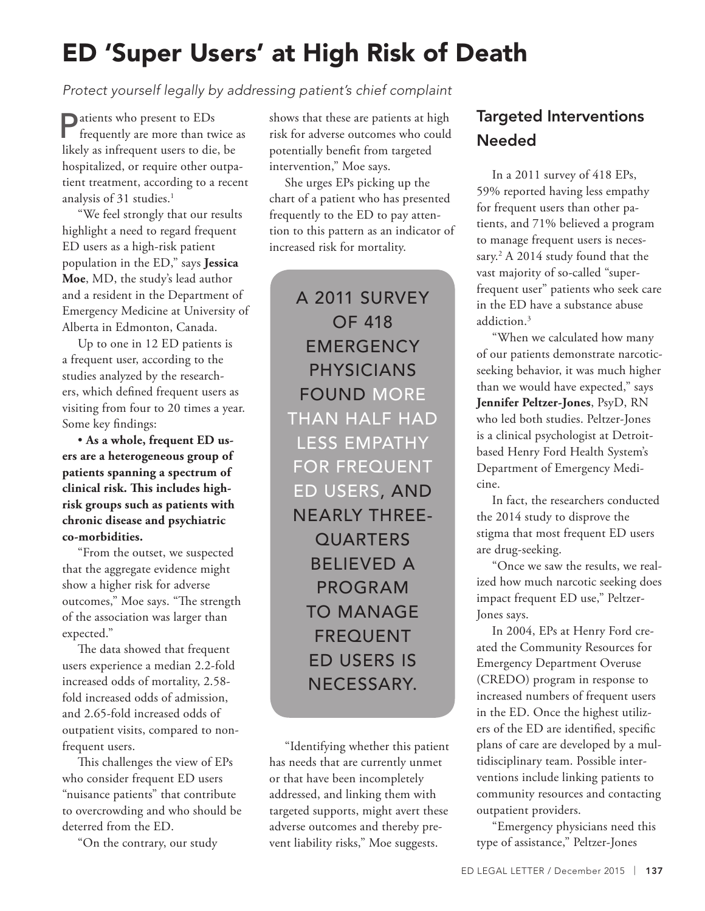# ED 'Super Users' at High Risk of Death

*Protect yourself legally by addressing patient's chief complaint*

Patients who present to EDs frequently are more than twice as likely as infrequent users to die, be hospitalized, or require other outpatient treatment, according to a recent analysis of 31 studies.[1]

"We feel strongly that our results highlight a need to regard frequent ED users as a high-risk patient population in the ED," says **Jessica Moe**, MD, the study's lead author and a resident in the Department of Emergency Medicine at University of Alberta in Edmonton, Canada.

Up to one in 12 ED patients is a frequent user, according to the studies analyzed by the researchers, which defined frequent users as visiting from four to 20 times a year. Some key findings:

**• As a whole, frequent ED users are a heterogeneous group of patients spanning a spectrum of clinical risk. This includes high-risk groups such as patients with chronic disease and psychiatric co-morbidities.**

"From the outset, we suspected that the aggregate evidence might show a higher risk for adverse outcomes," Moe says. "The strength of the association was larger than expected."

The data showed that frequent users experience a median 2.2-fold increased odds of mortality, 2.58-fold increased odds of admission, and 2.65-fold increased odds of outpatient visits, compared to non-frequent users.

This challenges the view of EPs who consider frequent ED users "nuisance patients" that contribute to overcrowding and who should be deterred from the ED.

"On the contrary, our study shows that these are patients at high risk for adverse outcomes who could potentially benefit from targeted intervention," Moe says.

She urges EPs picking up the chart of a patient who has presented frequently to the ED to pay attention to this pattern as an indicator of increased risk for mortality.

> A 2011 SURVEY OF 418 EMERGENCY PHYSICIANS FOUND MORE THAN HALF HAD LESS EMPATHY FOR FREQUENT ED USERS, AND NEARLY THREE-QUARTERS BELIEVED A PROGRAM TO MANAGE FREQUENT ED USERS IS NECESSARY.

"Identifying whether this patient has needs that are currently unmet or that have been incompletely addressed, and linking them with targeted supports, might avert these adverse outcomes and thereby prevent liability risks," Moe suggests.

## Targeted Interventions Needed

In a 2011 survey of 418 EPs, 59% reported having less empathy for frequent users than other patients, and 71% believed a program to manage frequent users is necessary.[2] A 2014 study found that the vast majority of so-called "super-frequent user" patients who seek care in the ED have a substance abuse addiction.[3]

"When we calculated how many of our patients demonstrate narcotic-seeking behavior, it was much higher than we would have expected," says **Jennifer Peltzer-Jones**, PsyD, RN who led both studies. Peltzer-Jones is a clinical psychologist at Detroit-based Henry Ford Health System's Department of Emergency Medicine.

In fact, the researchers conducted the 2014 study to disprove the stigma that most frequent ED users are drug-seeking.

"Once we saw the results, we realized how much narcotic seeking does impact frequent ED use," Peltzer-Jones says.

In 2004, EPs at Henry Ford created the Community Resources for Emergency Department Overuse (CREDO) program in response to increased numbers of frequent users in the ED. Once the highest utilizers of the ED are identified, specific plans of care are developed by a multidisciplinary team. Possible interventions include linking patients to community resources and contacting outpatient providers.

"Emergency physicians need this type of assistance," Peltzer-Jones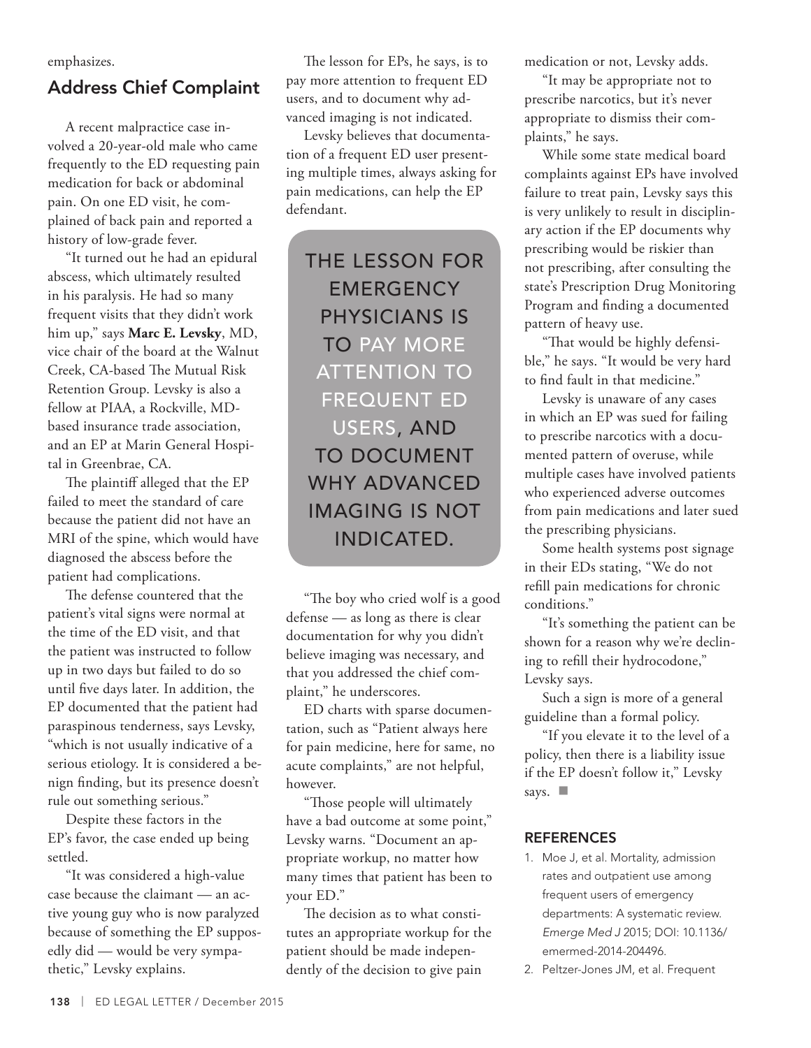emphasizes.

## Address Chief Complaint

A recent malpractice case involved a 20-year-old male who came frequently to the ED requesting pain medication for back or abdominal pain. On one ED visit, he complained of back pain and reported a history of low-grade fever.

"It turned out he had an epidural abscess, which ultimately resulted in his paralysis. He had so many frequent visits that they didn't work him up," says **Marc E. Levsky**, MD, vice chair of the board at the Walnut Creek, CA-based The Mutual Risk Retention Group. Levsky is also a fellow at PIAA, a Rockville, MD-based insurance trade association, and an EP at Marin General Hospital in Greenbrae, CA.

The plaintiff alleged that the EP failed to meet the standard of care because the patient did not have an MRI of the spine, which would have diagnosed the abscess before the patient had complications.

The defense countered that the patient's vital signs were normal at the time of the ED visit, and that the patient was instructed to follow up in two days but failed to do so until five days later. In addition, the EP documented that the patient had paraspinous tenderness, says Levsky, "which is not usually indicative of a serious etiology. It is considered a benign finding, but its presence doesn't rule out something serious."

Despite these factors in the EP's favor, the case ended up being settled.

"It was considered a high-value case because the claimant — an active young guy who is now paralyzed because of something the EP supposedly did — would be very sympathetic," Levsky explains.

The lesson for EPs, he says, is to pay more attention to frequent ED users, and to document why advanced imaging is not indicated.

Levsky believes that documentation of a frequent ED user presenting multiple times, always asking for pain medications, can help the EP defendant.

> THE LESSON FOR EMERGENCY PHYSICIANS IS TO PAY MORE ATTENTION TO FREQUENT ED USERS, AND TO DOCUMENT WHY ADVANCED IMAGING IS NOT INDICATED.

"The boy who cried wolf is a good defense — as long as there is clear documentation for why you didn't believe imaging was necessary, and that you addressed the chief complaint," he underscores.

ED charts with sparse documentation, such as "Patient always here for pain medicine, here for same, no acute complaints," are not helpful, however.

"Those people will ultimately have a bad outcome at some point," Levsky warns. "Document an appropriate workup, no matter how many times that patient has been to your ED."

The decision as to what constitutes an appropriate workup for the patient should be made independently of the decision to give pain medication or not, Levsky adds.

"It may be appropriate not to prescribe narcotics, but it's never appropriate to dismiss their complaints," he says.

While some state medical board complaints against EPs have involved failure to treat pain, Levsky says this is very unlikely to result in disciplinary action if the EP documents why prescribing would be riskier than not prescribing, after consulting the state's Prescription Drug Monitoring Program and finding a documented pattern of heavy use.

"That would be highly defensible," he says. "It would be very hard to find fault in that medicine."

Levsky is unaware of any cases in which an EP was sued for failing to prescribe narcotics with a documented pattern of overuse, while multiple cases have involved patients who experienced adverse outcomes from pain medications and later sued the prescribing physicians.

Some health systems post signage in their EDs stating, "We do not refill pain medications for chronic conditions."

"It's something the patient can be shown for a reason why we're declining to refill their hydrocodone," Levsky says.

Such a sign is more of a general guideline than a formal policy.

"If you elevate it to the level of a policy, then there is a liability issue if the EP doesn't follow it," Levsky says. ■

### REFERENCES

1. Moe J, et al. Mortality, admission rates and outpatient use among frequent users of emergency departments: A systematic review. *Emerge Med J* 2015; DOI: 10.1136/emermed-2014-204496.
2. Peltzer-Jones JM, et al. Frequent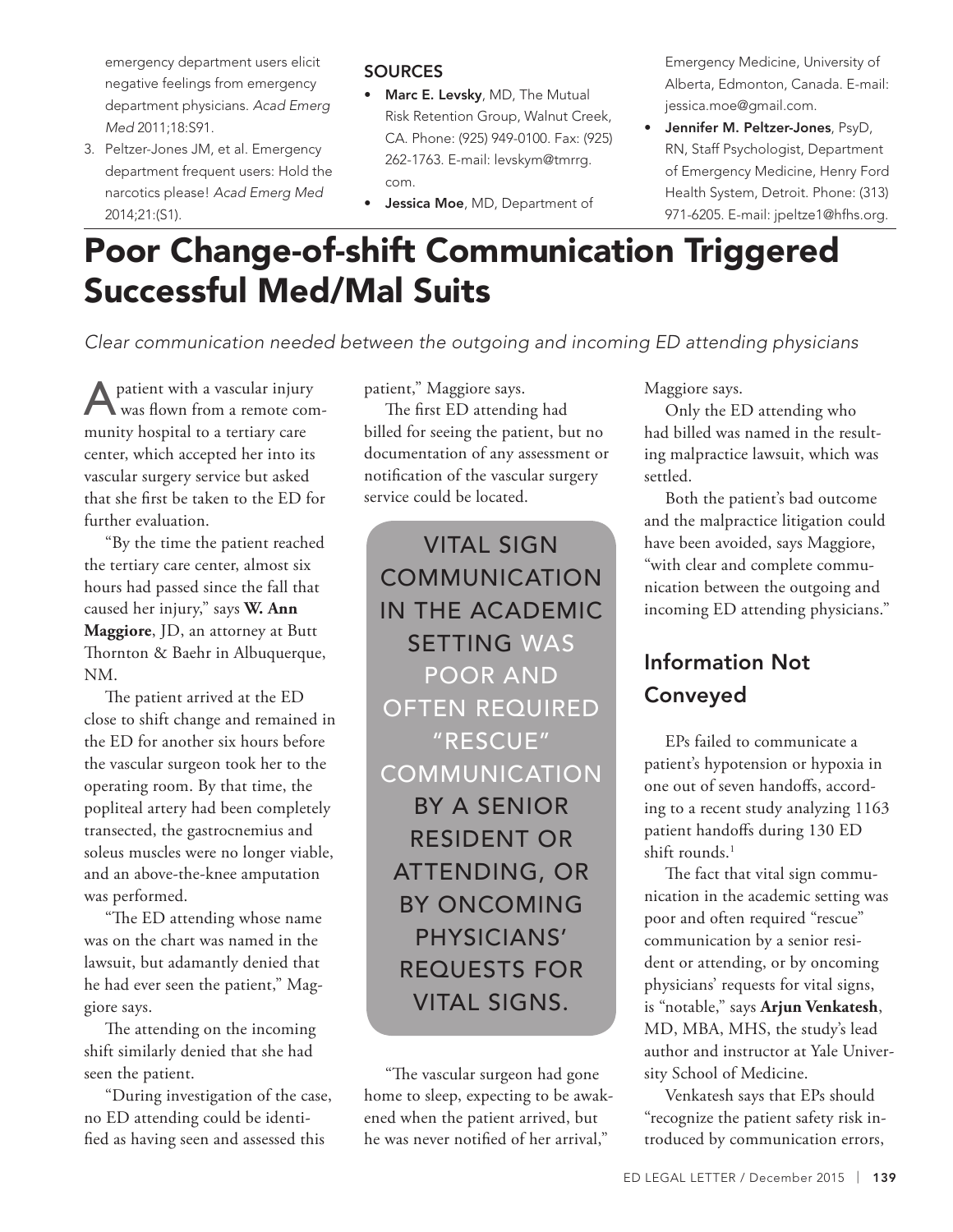emergency department users elicit negative feelings from emergency department physicians. *Acad Emerg Med* 2011;18:S91.

3. Peltzer-Jones JM, et al. Emergency department frequent users: Hold the narcotics please! *Acad Emerg Med* 2014;21:(S1).

### SOURCES

- **Marc E. Levsky**, MD, The Mutual Risk Retention Group, Walnut Creek, CA. Phone: (925) 949-0100. Fax: (925) 262-1763. E-mail: levskym@tmrrg.com.
- **Jessica Moe**, MD, Department of Emergency Medicine, University of Alberta, Edmonton, Canada. E-mail: jessica.moe@gmail.com.
- **Jennifer M. Peltzer-Jones**, PsyD, RN, Staff Psychologist, Department of Emergency Medicine, Henry Ford Health System, Detroit. Phone: (313) 971-6205. E-mail: jpeltze1@hfhs.org.

# Poor Change-of-shift Communication Triggered Successful Med/Mal Suits

*Clear communication needed between the outgoing and incoming ED attending physicians*

A patient with a vascular injury was flown from a remote community hospital to a tertiary care center, which accepted her into its vascular surgery service but asked that she first be taken to the ED for further evaluation.

"By the time the patient reached the tertiary care center, almost six hours had passed since the fall that caused her injury," says **W. Ann Maggiore**, JD, an attorney at Butt Thornton & Baehr in Albuquerque, NM.

The patient arrived at the ED close to shift change and remained in the ED for another six hours before the vascular surgeon took her to the operating room. By that time, the popliteal artery had been completely transected, the gastrocnemius and soleus muscles were no longer viable, and an above-the-knee amputation was performed.

"The ED attending whose name was on the chart was named in the lawsuit, but adamantly denied that he had ever seen the patient," Maggiore says.

The attending on the incoming shift similarly denied that she had seen the patient.

"During investigation of the case, no ED attending could be identified as having seen and assessed this patient," Maggiore says.

The first ED attending had billed for seeing the patient, but no documentation of any assessment or notification of the vascular surgery service could be located.

> VITAL SIGN COMMUNICATION IN THE ACADEMIC SETTING WAS POOR AND OFTEN REQUIRED "RESCUE" COMMUNICATION BY A SENIOR RESIDENT OR ATTENDING, OR BY ONCOMING PHYSICIANS' REQUESTS FOR VITAL SIGNS.

"The vascular surgeon had gone home to sleep, expecting to be awakened when the patient arrived, but he was never notified of her arrival," Maggiore says.

Only the ED attending who had billed was named in the resulting malpractice lawsuit, which was settled.

Both the patient's bad outcome and the malpractice litigation could have been avoided, says Maggiore, "with clear and complete communication between the outgoing and incoming ED attending physicians."

## Information Not Conveyed

EPs failed to communicate a patient's hypotension or hypoxia in one out of seven handoffs, according to a recent study analyzing 1163 patient handoffs during 130 ED shift rounds.[1]

The fact that vital sign communication in the academic setting was poor and often required "rescue" communication by a senior resident or attending, or by oncoming physicians' requests for vital signs, is "notable," says **Arjun Venkatesh**, MD, MBA, MHS, the study's lead author and instructor at Yale University School of Medicine.

Venkatesh says that EPs should "recognize the patient safety risk introduced by communication errors,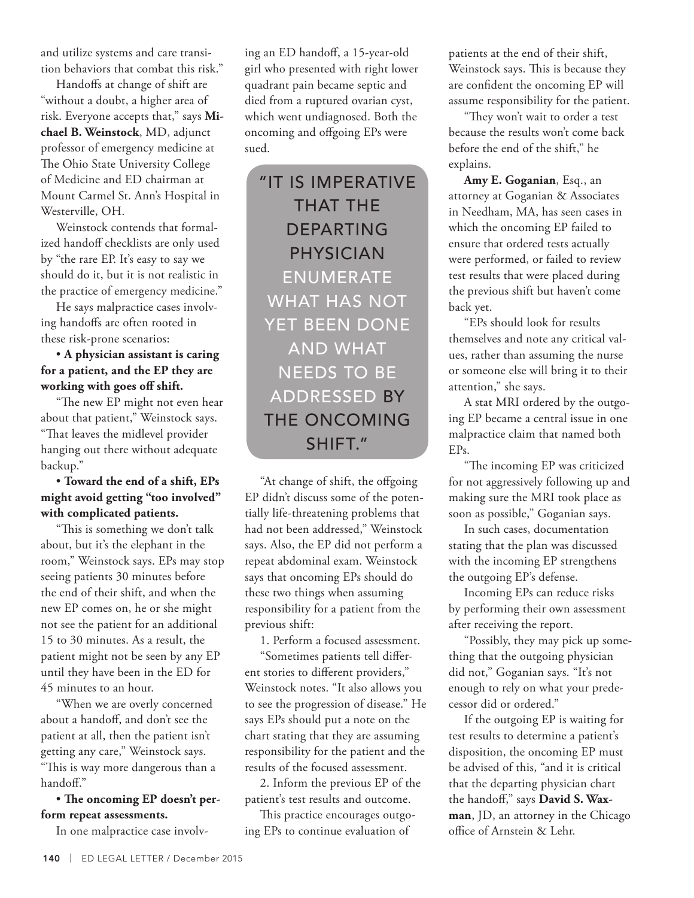and utilize systems and care transition behaviors that combat this risk."

Handoffs at change of shift are "without a doubt, a higher area of risk. Everyone accepts that," says **Michael B. Weinstock**, MD, adjunct professor of emergency medicine at The Ohio State University College of Medicine and ED chairman at Mount Carmel St. Ann's Hospital in Westerville, OH.

Weinstock contends that formalized handoff checklists are only used by "the rare EP. It's easy to say we should do it, but it is not realistic in the practice of emergency medicine."

He says malpractice cases involving handoffs are often rooted in these risk-prone scenarios:

**• A physician assistant is caring for a patient, and the EP they are working with goes off shift.**

"The new EP might not even hear about that patient," Weinstock says. "That leaves the midlevel provider hanging out there without adequate backup."

**• Toward the end of a shift, EPs might avoid getting "too involved" with complicated patients.**

"This is something we don't talk about, but it's the elephant in the room," Weinstock says. EPs may stop seeing patients 30 minutes before the end of their shift, and when the new EP comes on, he or she might not see the patient for an additional 15 to 30 minutes. As a result, the patient might not be seen by any EP until they have been in the ED for 45 minutes to an hour.

"When we are overly concerned about a handoff, and don't see the patient at all, then the patient isn't getting any care," Weinstock says. "This is way more dangerous than a handoff."

**• The oncoming EP doesn't perform repeat assessments.**

In one malpractice case involving an ED handoff, a 15-year-old girl who presented with right lower quadrant pain became septic and died from a ruptured ovarian cyst, which went undiagnosed. Both the oncoming and offgoing EPs were sued.

> "IT IS IMPERATIVE THAT THE DEPARTING PHYSICIAN ENUMERATE WHAT HAS NOT YET BEEN DONE AND WHAT NEEDS TO BE ADDRESSED BY THE ONCOMING SHIFT."

"At change of shift, the offgoing EP didn't discuss some of the potentially life-threatening problems that had not been addressed," Weinstock says. Also, the EP did not perform a repeat abdominal exam. Weinstock says that oncoming EPs should do these two things when assuming responsibility for a patient from the previous shift:

1. Perform a focused assessment.

"Sometimes patients tell different stories to different providers," Weinstock notes. "It also allows you to see the progression of disease." He says EPs should put a note on the chart stating that they are assuming responsibility for the patient and the results of the focused assessment.

2. Inform the previous EP of the patient's test results and outcome.

This practice encourages outgoing EPs to continue evaluation of patients at the end of their shift, Weinstock says. This is because they are confident the oncoming EP will assume responsibility for the patient.

"They won't wait to order a test because the results won't come back before the end of the shift," he explains.

**Amy E. Goganian**, Esq., an attorney at Goganian & Associates in Needham, MA, has seen cases in which the oncoming EP failed to ensure that ordered tests actually were performed, or failed to review test results that were placed during the previous shift but haven't come back yet.

"EPs should look for results themselves and note any critical values, rather than assuming the nurse or someone else will bring it to their attention," she says.

A stat MRI ordered by the outgoing EP became a central issue in one malpractice claim that named both EPs.

"The incoming EP was criticized for not aggressively following up and making sure the MRI took place as soon as possible," Goganian says.

In such cases, documentation stating that the plan was discussed with the incoming EP strengthens the outgoing EP's defense.

Incoming EPs can reduce risks by performing their own assessment after receiving the report.

"Possibly, they may pick up something that the outgoing physician did not," Goganian says. "It's not enough to rely on what your predecessor did or ordered."

If the outgoing EP is waiting for test results to determine a patient's disposition, the oncoming EP must be advised of this, "and it is critical that the departing physician chart the handoff," says **David S. Waxman**, JD, an attorney in the Chicago office of Arnstein & Lehr.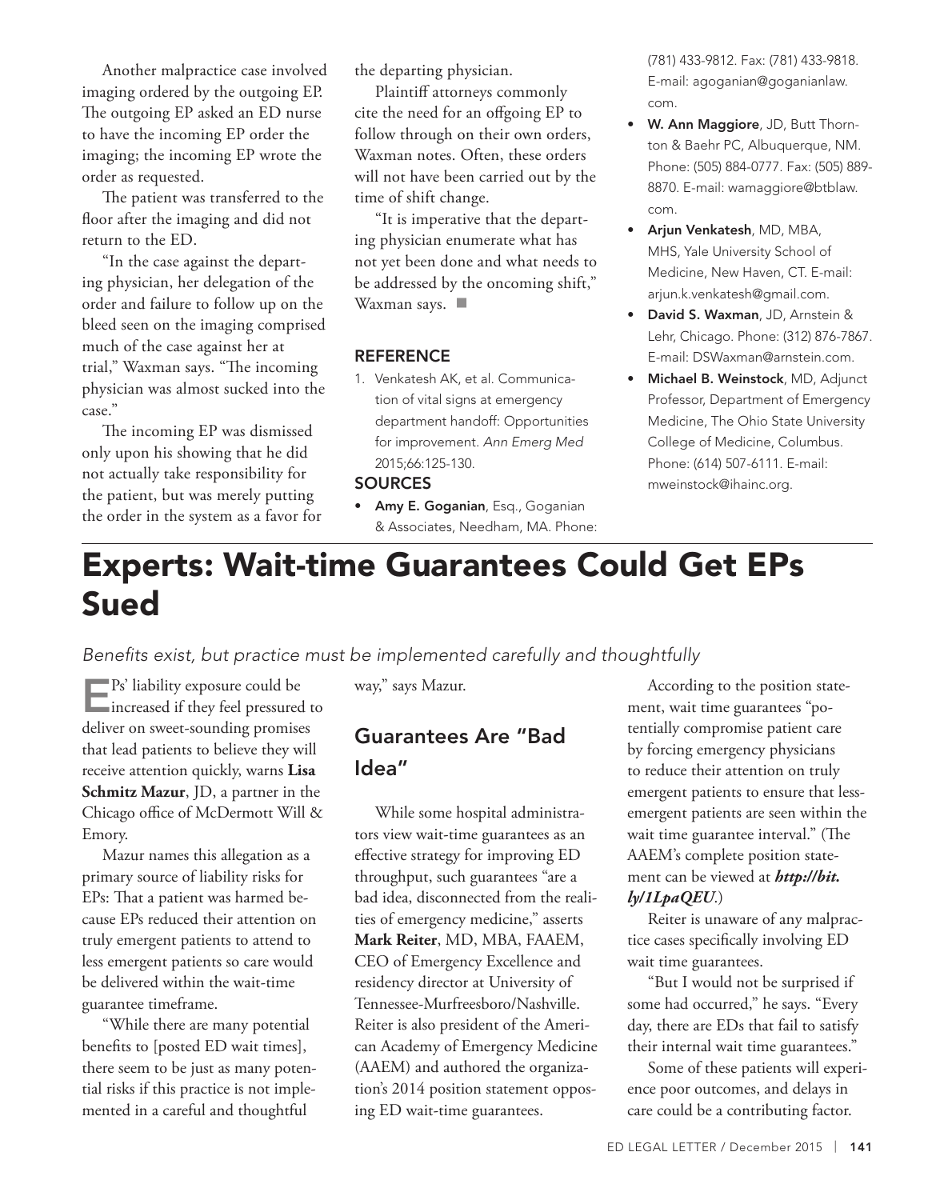Another malpractice case involved imaging ordered by the outgoing EP. The outgoing EP asked an ED nurse to have the incoming EP order the imaging; the incoming EP wrote the order as requested.

The patient was transferred to the floor after the imaging and did not return to the ED.

"In the case against the departing physician, her delegation of the order and failure to follow up on the bleed seen on the imaging comprised much of the case against her at trial," Waxman says. "The incoming physician was almost sucked into the case."

The incoming EP was dismissed only upon his showing that he did not actually take responsibility for the patient, but was merely putting the order in the system as a favor for the departing physician.

Plaintiff attorneys commonly cite the need for an offgoing EP to follow through on their own orders, Waxman notes. Often, these orders will not have been carried out by the time of shift change.

"It is imperative that the departing physician enumerate what has not yet been done and what needs to be addressed by the oncoming shift," Waxman says. ■

### REFERENCE

1. Venkatesh AK, et al. Communication of vital signs at emergency department handoff: Opportunities for improvement. *Ann Emerg Med* 2015;66:125-130.

### SOURCES

- **Amy E. Goganian**, Esq., Goganian & Associates, Needham, MA. Phone: (781) 433-9812. Fax: (781) 433-9818. E-mail: agoganian@goganianlaw.com.
- **W. Ann Maggiore**, JD, Butt Thornton & Baehr PC, Albuquerque, NM. Phone: (505) 884-0777. Fax: (505) 889-8870. E-mail: wamaggiore@btblaw.com.
- **Arjun Venkatesh**, MD, MBA, MHS, Yale University School of Medicine, New Haven, CT. E-mail: arjun.k.venkatesh@gmail.com.
- **David S. Waxman**, JD, Arnstein & Lehr, Chicago. Phone: (312) 876-7867. E-mail: DSWaxman@arnstein.com.
- **Michael B. Weinstock**, MD, Adjunct Professor, Department of Emergency Medicine, The Ohio State University College of Medicine, Columbus. Phone: (614) 507-6111. E-mail: mweinstock@ihainc.org.

# Experts: Wait-time Guarantees Could Get EPs Sued

*Benefits exist, but practice must be implemented carefully and thoughtfully*

EPs' liability exposure could be increased if they feel pressured to deliver on sweet-sounding promises that lead patients to believe they will receive attention quickly, warns **Lisa Schmitz Mazur**, JD, a partner in the Chicago office of McDermott Will & Emory.

Mazur names this allegation as a primary source of liability risks for EPs: That a patient was harmed because EPs reduced their attention on truly emergent patients to attend to less emergent patients so care would be delivered within the wait-time guarantee timeframe.

"While there are many potential benefits to [posted ED wait times], there seem to be just as many potential risks if this practice is not implemented in a careful and thoughtful way," says Mazur.

## Guarantees Are "Bad Idea"

While some hospital administrators view wait-time guarantees as an effective strategy for improving ED throughput, such guarantees "are a bad idea, disconnected from the realities of emergency medicine," asserts **Mark Reiter**, MD, MBA, FAAEM, CEO of Emergency Excellence and residency director at University of Tennessee-Murfreesboro/Nashville. Reiter is also president of the American Academy of Emergency Medicine (AAEM) and authored the organization's 2014 position statement opposing ED wait-time guarantees.

According to the position statement, wait time guarantees "potentially compromise patient care by forcing emergency physicians to reduce their attention on truly emergent patients to ensure that less-emergent patients are seen within the wait time guarantee interval." (The AAEM's complete position statement can be viewed at ***http://bit.ly/1LpaQEU***.)

Reiter is unaware of any malpractice cases specifically involving ED wait time guarantees.

"But I would not be surprised if some had occurred," he says. "Every day, there are EDs that fail to satisfy their internal wait time guarantees."

Some of these patients will experience poor outcomes, and delays in care could be a contributing factor.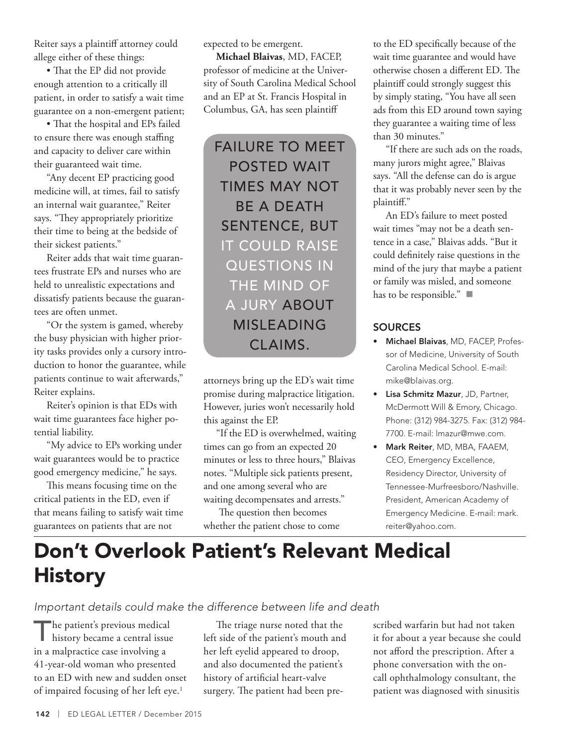Reiter says a plaintiff attorney could allege either of these things:

- That the EP did not provide enough attention to a critically ill patient, in order to satisfy a wait time guarantee on a non-emergent patient;
- That the hospital and EPs failed to ensure there was enough staffing and capacity to deliver care within their guaranteed wait time.

"Any decent EP practicing good medicine will, at times, fail to satisfy an internal wait guarantee," Reiter says. "They appropriately prioritize their time to being at the bedside of their sickest patients."

Reiter adds that wait time guarantees frustrate EPs and nurses who are held to unrealistic expectations and dissatisfy patients because the guarantees are often unmet.

"Or the system is gamed, whereby the busy physician with higher priority tasks provides only a cursory introduction to honor the guarantee, while patients continue to wait afterwards," Reiter explains.

Reiter's opinion is that EDs with wait time guarantees face higher potential liability.

"My advice to EPs working under wait guarantees would be to practice good emergency medicine," he says.

This means focusing time on the critical patients in the ED, even if that means failing to satisfy wait time guarantees on patients that are not expected to be emergent.

**Michael Blaivas**, MD, FACEP, professor of medicine at the University of South Carolina Medical School and an EP at St. Francis Hospital in Columbus, GA, has seen plaintiff attorneys bring up the ED's wait time promise during malpractice litigation. However, juries won't necessarily hold this against the EP.

> FAILURE TO MEET POSTED WAIT TIMES MAY NOT BE A DEATH SENTENCE, BUT IT COULD RAISE QUESTIONS IN THE MIND OF A JURY ABOUT MISLEADING CLAIMS.

"If the ED is overwhelmed, waiting times can go from an expected 20 minutes or less to three hours," Blaivas notes. "Multiple sick patients present, and one among several who are waiting decompensates and arrests."

The question then becomes whether the patient chose to come to the ED specifically because of the wait time guarantee and would have otherwise chosen a different ED. The plaintiff could strongly suggest this by simply stating, "You have all seen ads from this ED around town saying they guarantee a waiting time of less than 30 minutes."

"If there are such ads on the roads, many jurors might agree," Blaivas says. "All the defense can do is argue that it was probably never seen by the plaintiff."

An ED's failure to meet posted wait times "may not be a death sentence in a case," Blaivas adds. "But it could definitely raise questions in the mind of the jury that maybe a patient or family was misled, and someone has to be responsible." ■

### SOURCES

- **Michael Blaivas**, MD, FACEP, Professor of Medicine, University of South Carolina Medical School. E-mail: mike@blaivas.org.
- **Lisa Schmitz Mazur**, JD, Partner, McDermott Will & Emory, Chicago. Phone: (312) 984-3275. Fax: (312) 984-7700. E-mail: lmazur@mwe.com.
- **Mark Reiter**, MD, MBA, FAAEM, CEO, Emergency Excellence, Residency Director, University of Tennessee-Murfreesboro/Nashville. President, American Academy of Emergency Medicine. E-mail: mark.reiter@yahoo.com.

# Don't Overlook Patient's Relevant Medical History

*Important details could make the difference between life and death*

The patient's previous medical history became a central issue in a malpractice case involving a 41-year-old woman who presented to an ED with new and sudden onset of impaired focusing of her left eye.[1]

The triage nurse noted that the left side of the patient's mouth and her left eyelid appeared to droop, and also documented the patient's history of artificial heart-valve surgery. The patient had been prescribed warfarin but had not taken it for about a year because she could not afford the prescription. After a phone conversation with the on-call ophthalmology consultant, the patient was diagnosed with sinusitis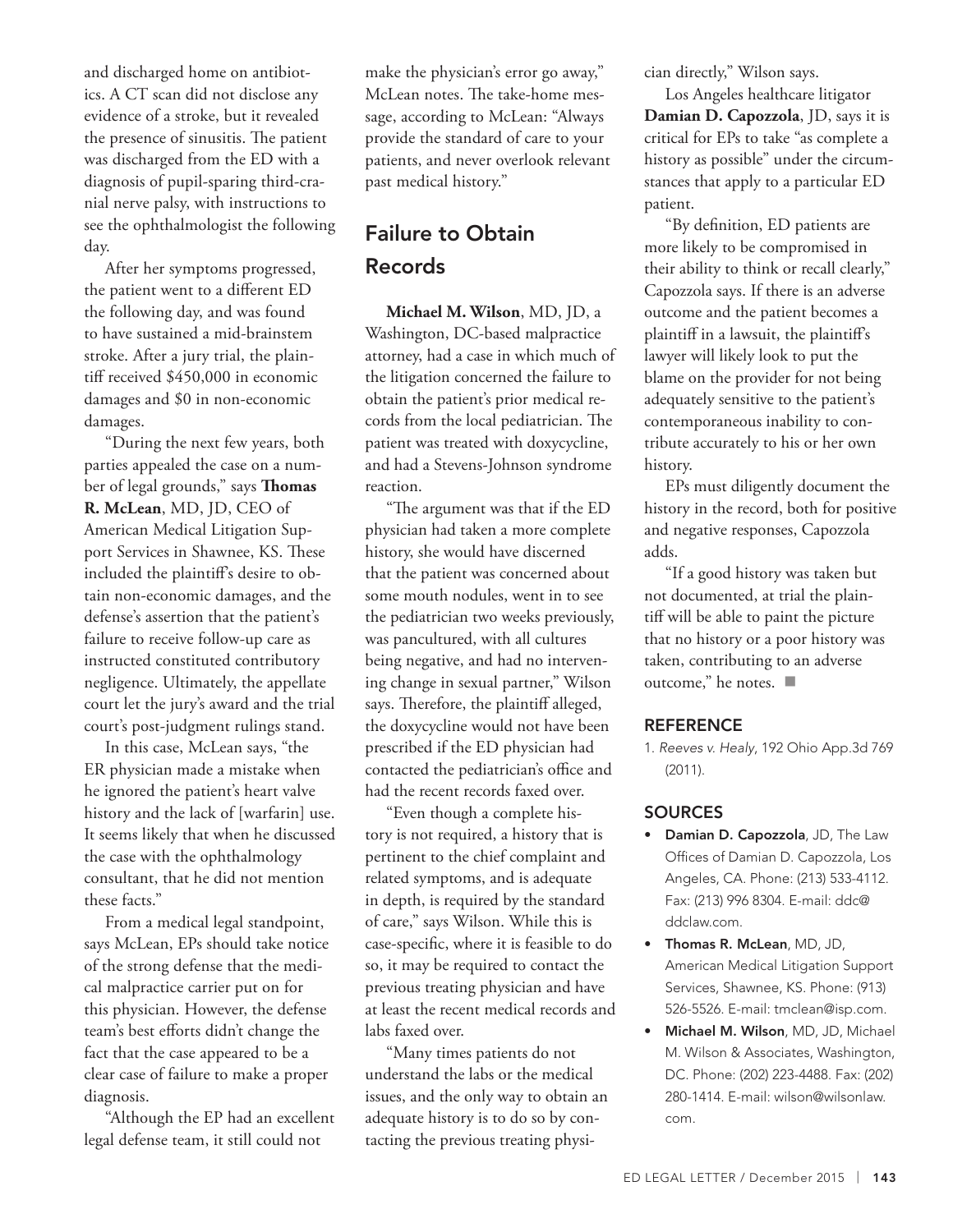and discharged home on antibiotics. A CT scan did not disclose any evidence of a stroke, but it revealed the presence of sinusitis. The patient was discharged from the ED with a diagnosis of pupil-sparing third-cranial nerve palsy, with instructions to see the ophthalmologist the following day.

After her symptoms progressed, the patient went to a different ED the following day, and was found to have sustained a mid-brainstem stroke. After a jury trial, the plaintiff received $450,000 in economic damages and $0 in non-economic damages.

"During the next few years, both parties appealed the case on a number of legal grounds," says **Thomas R. McLean**, MD, JD, CEO of American Medical Litigation Support Services in Shawnee, KS. These included the plaintiff's desire to obtain non-economic damages, and the defense's assertion that the patient's failure to receive follow-up care as instructed constituted contributory negligence. Ultimately, the appellate court let the jury's award and the trial court's post-judgment rulings stand.

In this case, McLean says, "the ER physician made a mistake when he ignored the patient's heart valve history and the lack of [warfarin] use. It seems likely that when he discussed the case with the ophthalmology consultant, that he did not mention these facts."

From a medical legal standpoint, says McLean, EPs should take notice of the strong defense that the medical malpractice carrier put on for this physician. However, the defense team's best efforts didn't change the fact that the case appeared to be a clear case of failure to make a proper diagnosis.

"Although the EP had an excellent legal defense team, it still could not make the physician's error go away," McLean notes. The take-home message, according to McLean: "Always provide the standard of care to your patients, and never overlook relevant past medical history."

## Failure to Obtain Records

**Michael M. Wilson**, MD, JD, a Washington, DC-based malpractice attorney, had a case in which much of the litigation concerned the failure to obtain the patient's prior medical records from the local pediatrician. The patient was treated with doxycycline, and had a Stevens-Johnson syndrome reaction.

"The argument was that if the ED physician had taken a more complete history, she would have discerned that the patient was concerned about some mouth nodules, went in to see the pediatrician two weeks previously, was pancultured, with all cultures being negative, and had no intervening change in sexual partner," Wilson says. Therefore, the plaintiff alleged, the doxycycline would not have been prescribed if the ED physician had contacted the pediatrician's office and had the recent records faxed over.

"Even though a complete history is not required, a history that is pertinent to the chief complaint and related symptoms, and is adequate in depth, is required by the standard of care," says Wilson. While this is case-specific, where it is feasible to do so, it may be required to contact the previous treating physician and have at least the recent medical records and labs faxed over.

"Many times patients do not understand the labs or the medical issues, and the only way to obtain an adequate history is to do so by contacting the previous treating physician directly," Wilson says.

Los Angeles healthcare litigator **Damian D. Capozzola**, JD, says it is critical for EPs to take "as complete a history as possible" under the circumstances that apply to a particular ED patient.

"By definition, ED patients are more likely to be compromised in their ability to think or recall clearly," Capozzola says. If there is an adverse outcome and the patient becomes a plaintiff in a lawsuit, the plaintiff's lawyer will likely look to put the blame on the provider for not being adequately sensitive to the patient's contemporaneous inability to contribute accurately to his or her own history.

EPs must diligently document the history in the record, both for positive and negative responses, Capozzola adds.

"If a good history was taken but not documented, at trial the plaintiff will be able to paint the picture that no history or a poor history was taken, contributing to an adverse outcome," he notes. ■

### REFERENCE

1. *Reeves v. Healy*, 192 Ohio App.3d 769 (2011).

### SOURCES

- **Damian D. Capozzola**, JD, The Law Offices of Damian D. Capozzola, Los Angeles, CA. Phone: (213) 533-4112. Fax: (213) 996 8304. E-mail: ddc@ddclaw.com.
- **Thomas R. McLean**, MD, JD, American Medical Litigation Support Services, Shawnee, KS. Phone: (913) 526-5526. E-mail: tmclean@isp.com.
- **Michael M. Wilson**, MD, JD, Michael M. Wilson & Associates, Washington, DC. Phone: (202) 223-4488. Fax: (202) 280-1414. E-mail: wilson@wilsonlaw.com.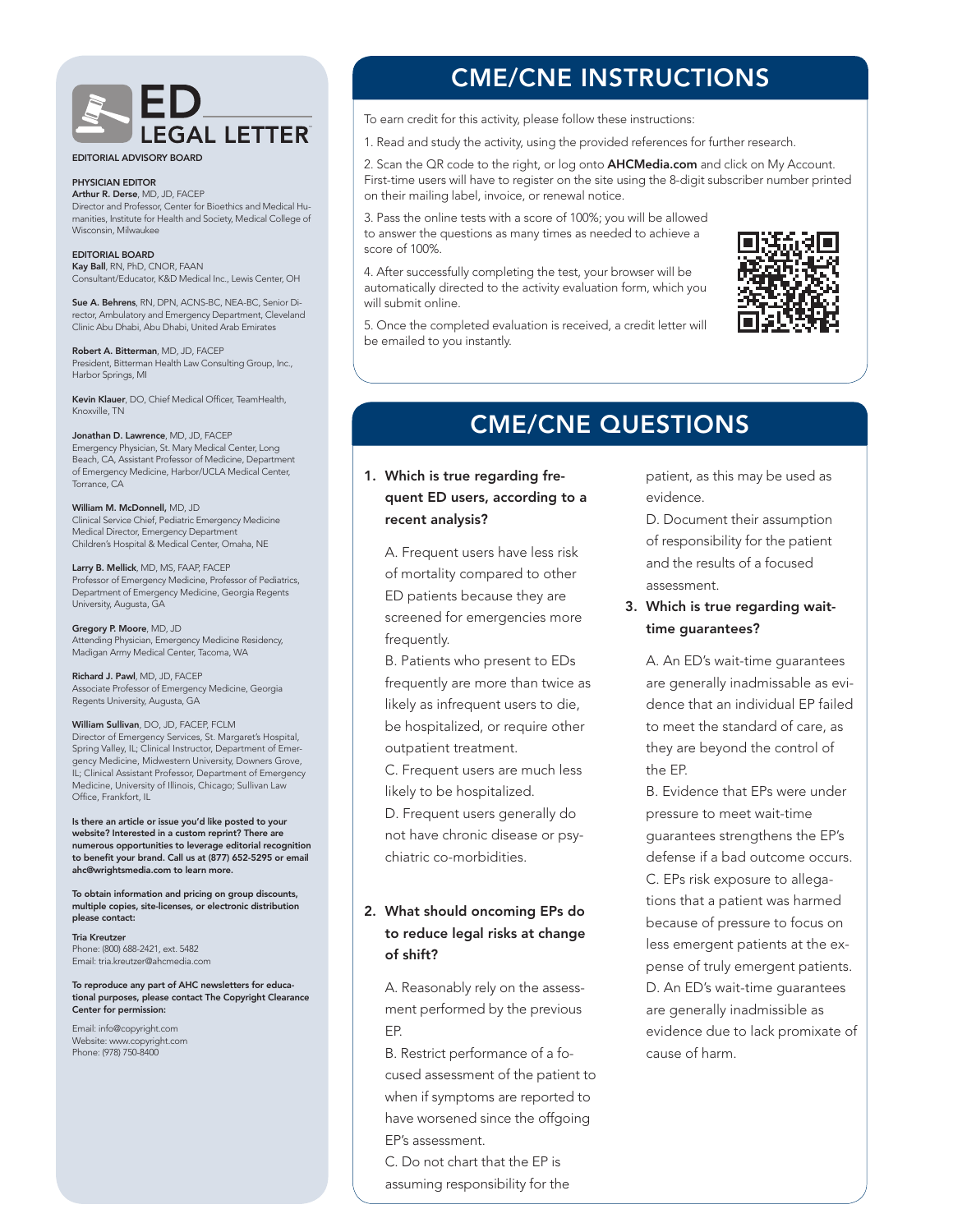# ED LEGAL LETTER

EDITORIAL ADVISORY BOARD

**PHYSICIAN EDITOR**
**Arthur R. Derse**, MD, JD, FACEP
Director and Professor, Center for Bioethics and Medical Humanities, Institute for Health and Society, Medical College of Wisconsin, Milwaukee

**EDITORIAL BOARD**
**Kay Ball**, RN, PhD, CNOR, FAAN
Consultant/Educator, K&D Medical Inc., Lewis Center, OH

**Sue A. Behrens**, RN, DPN, ACNS-BC, NEA-BC, Senior Director, Ambulatory and Emergency Department, Cleveland Clinic Abu Dhabi, Abu Dhabi, United Arab Emirates

**Robert A. Bitterman**, MD, JD, FACEP
President, Bitterman Health Law Consulting Group, Inc., Harbor Springs, MI

**Kevin Klauer**, DO, Chief Medical Officer, TeamHealth, Knoxville, TN

**Jonathan D. Lawrence**, MD, JD, FACEP
Emergency Physician, St. Mary Medical Center, Long Beach, CA, Assistant Professor of Medicine, Department of Emergency Medicine, Harbor/UCLA Medical Center, Torrance, CA

**William M. McDonnell,** MD, JD
Clinical Service Chief, Pediatric Emergency Medicine
Medical Director, Emergency Department
Children's Hospital & Medical Center, Omaha, NE

**Larry B. Mellick**, MD, MS, FAAP, FACEP
Professor of Emergency Medicine, Professor of Pediatrics, Department of Emergency Medicine, Georgia Regents University, Augusta, GA

**Gregory P. Moore**, MD, JD
Attending Physician, Emergency Medicine Residency, Madigan Army Medical Center, Tacoma, WA

**Richard J. Pawl**, MD, JD, FACEP
Associate Professor of Emergency Medicine, Georgia Regents University, Augusta, GA

**William Sullivan**, DO, JD, FACEP, FCLM
Director of Emergency Services, St. Margaret's Hospital, Spring Valley, IL; Clinical Instructor, Department of Emergency Medicine, Midwestern University, Downers Grove, IL; Clinical Assistant Professor, Department of Emergency Medicine, University of Illinois, Chicago; Sullivan Law Office, Frankfort, IL

**Is there an article or issue you'd like posted to your website? Interested in a custom reprint? There are numerous opportunities to leverage editorial recognition to benefit your brand. Call us at (877) 652-5295 or email ahc@wrightsmedia.com to learn more.**

**To obtain information and pricing on group discounts, multiple copies, site-licenses, or electronic distribution please contact:**

**Tria Kreutzer**
Phone: (800) 688-2421, ext. 5482
Email: tria.kreutzer@ahcmedia.com

**To reproduce any part of AHC newsletters for educational purposes, please contact The Copyright Clearance Center for permission:**

Email: info@copyright.com
Website: www.copyright.com
Phone: (978) 750-8400

## CME/CNE INSTRUCTIONS

To earn credit for this activity, please follow these instructions:

1. Read and study the activity, using the provided references for further research.
2. Scan the QR code to the right, or log onto **AHCMedia.com** and click on My Account. First-time users will have to register on the site using the 8-digit subscriber number printed on their mailing label, invoice, or renewal notice.
3. Pass the online tests with a score of 100%; you will be allowed to answer the questions as many times as needed to achieve a score of 100%.
4. After successfully completing the test, your browser will be automatically directed to the activity evaluation form, which you will submit online.
5. Once the completed evaluation is received, a credit letter will be emailed to you instantly.

## CME/CNE QUESTIONS

**1. Which is true regarding frequent ED users, according to a recent analysis?**

A. Frequent users have less risk of mortality compared to other ED patients because they are screened for emergencies more frequently.
B. Patients who present to EDs frequently are more than twice as likely as infrequent users to die, be hospitalized, or require other outpatient treatment.
C. Frequent users are much less likely to be hospitalized.
D. Frequent users generally do not have chronic disease or psychiatric co-morbidities.

**2. What should oncoming EPs do to reduce legal risks at change of shift?**

A. Reasonably rely on the assessment performed by the previous EP.
B. Restrict performance of a focused assessment of the patient to when if symptoms are reported to have worsened since the offgoing EP's assessment.
C. Do not chart that the EP is assuming responsibility for the patient, as this may be used as evidence.
D. Document their assumption of responsibility for the patient and the results of a focused assessment.

**3. Which is true regarding wait-time guarantees?**

A. An ED's wait-time guarantees are generally inadmissable as evidence that an individual EP failed to meet the standard of care, as they are beyond the control of the EP.
B. Evidence that EPs were under pressure to meet wait-time guarantees strengthens the EP's defense if a bad outcome occurs.
C. EPs risk exposure to allegations that a patient was harmed because of pressure to focus on less emergent patients at the expense of truly emergent patients.
D. An ED's wait-time guarantees are generally inadmissible as evidence due to lack promixate of cause of harm.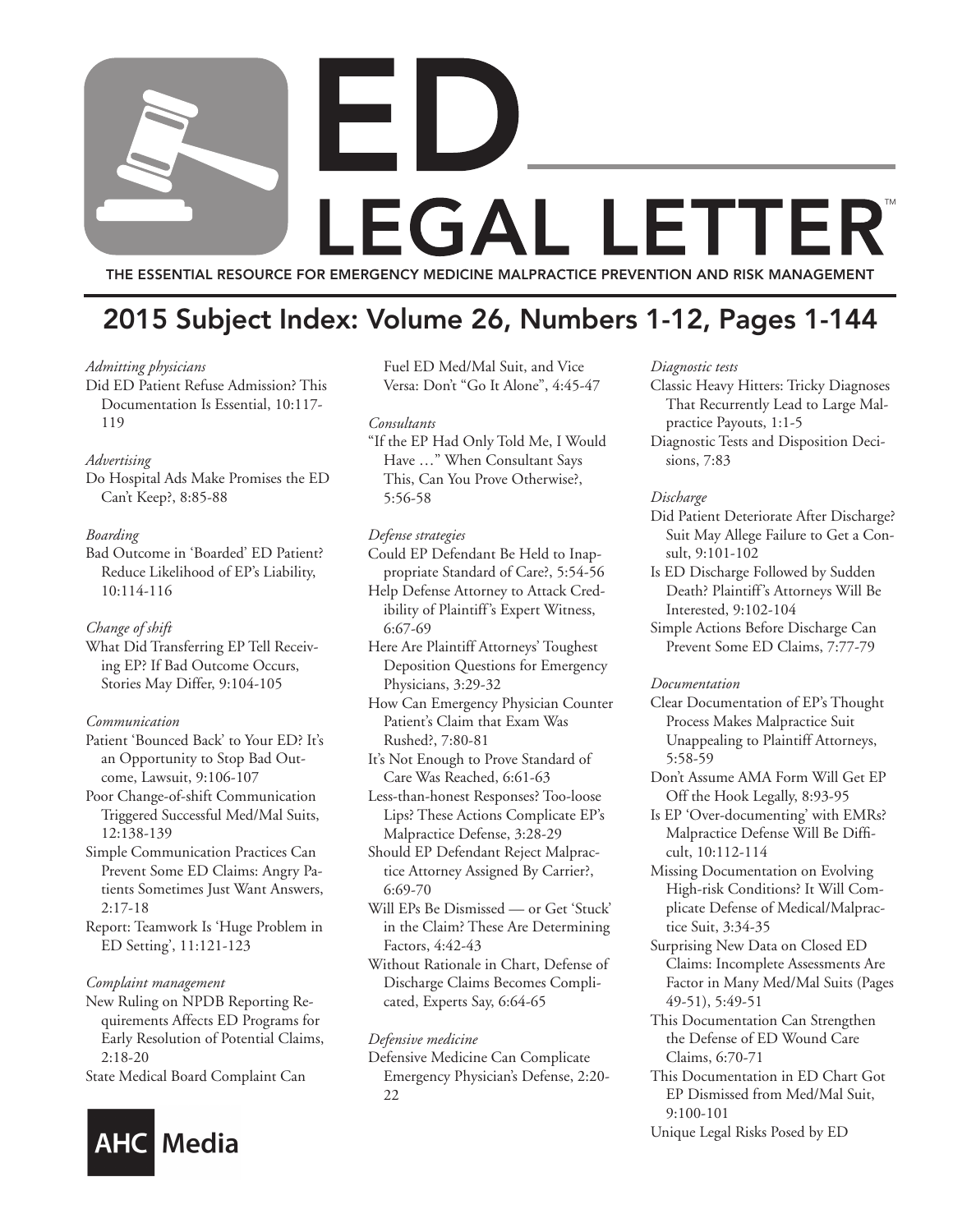# ED LEGAL LETTER™

THE ESSENTIAL RESOURCE FOR EMERGENCY MEDICINE MALPRACTICE PREVENTION AND RISK MANAGEMENT

## 2015 Subject Index: Volume 26, Numbers 1-12, Pages 1-144

*Admitting physicians*

Did ED Patient Refuse Admission? This Documentation Is Essential, 10:117-119

*Advertising*

Do Hospital Ads Make Promises the ED Can't Keep?, 8:85-88

*Boarding*

Bad Outcome in 'Boarded' ED Patient? Reduce Likelihood of EP's Liability, 10:114-116

*Change of shift*

What Did Transferring EP Tell Receiving EP? If Bad Outcome Occurs, Stories May Differ, 9:104-105

*Communication*

Patient 'Bounced Back' to Your ED? It's an Opportunity to Stop Bad Outcome, Lawsuit, 9:106-107

Poor Change-of-shift Communication Triggered Successful Med/Mal Suits, 12:138-139

Simple Communication Practices Can Prevent Some ED Claims: Angry Patients Sometimes Just Want Answers, 2:17-18

Report: Teamwork Is 'Huge Problem in ED Setting', 11:121-123

*Complaint management*

New Ruling on NPDB Reporting Requirements Affects ED Programs for Early Resolution of Potential Claims, 2:18-20

State Medical Board Complaint Can Fuel ED Med/Mal Suit, and Vice Versa: Don't "Go It Alone", 4:45-47

*Consultants*

"If the EP Had Only Told Me, I Would Have …" When Consultant Says This, Can You Prove Otherwise?, 5:56-58

*Defense strategies*

Could EP Defendant Be Held to Inappropriate Standard of Care?, 5:54-56

Help Defense Attorney to Attack Credibility of Plaintiff's Expert Witness, 6:67-69

Here Are Plaintiff Attorneys' Toughest Deposition Questions for Emergency Physicians, 3:29-32

How Can Emergency Physician Counter Patient's Claim that Exam Was Rushed?, 7:80-81

It's Not Enough to Prove Standard of Care Was Reached, 6:61-63

Less-than-honest Responses? Too-loose Lips? These Actions Complicate EP's Malpractice Defense, 3:28-29

Should EP Defendant Reject Malpractice Attorney Assigned By Carrier?, 6:69-70

Will EPs Be Dismissed — or Get 'Stuck' in the Claim? These Are Determining Factors, 4:42-43

Without Rationale in Chart, Defense of Discharge Claims Becomes Complicated, Experts Say, 6:64-65

*Defensive medicine*

Defensive Medicine Can Complicate Emergency Physician's Defense, 2:20-22

*Diagnostic tests*

Classic Heavy Hitters: Tricky Diagnoses That Recurrently Lead to Large Malpractice Payouts, 1:1-5

Diagnostic Tests and Disposition Decisions, 7:83

*Discharge*

Did Patient Deteriorate After Discharge? Suit May Allege Failure to Get a Consult, 9:101-102

Is ED Discharge Followed by Sudden Death? Plaintiff's Attorneys Will Be Interested, 9:102-104

Simple Actions Before Discharge Can Prevent Some ED Claims, 7:77-79

*Documentation*

Clear Documentation of EP's Thought Process Makes Malpractice Suit Unappealing to Plaintiff Attorneys, 5:58-59

Don't Assume AMA Form Will Get EP Off the Hook Legally, 8:93-95

Is EP 'Over-documenting' with EMRs? Malpractice Defense Will Be Difficult, 10:112-114

Missing Documentation on Evolving High-risk Conditions? It Will Complicate Defense of Medical/Malpractice Suit, 3:34-35

Surprising New Data on Closed ED Claims: Incomplete Assessments Are Factor in Many Med/Mal Suits (Pages 49-51), 5:49-51

This Documentation Can Strengthen the Defense of ED Wound Care Claims, 6:70-71

This Documentation in ED Chart Got EP Dismissed from Med/Mal Suit, 9:100-101

Unique Legal Risks Posed by ED

AHC Media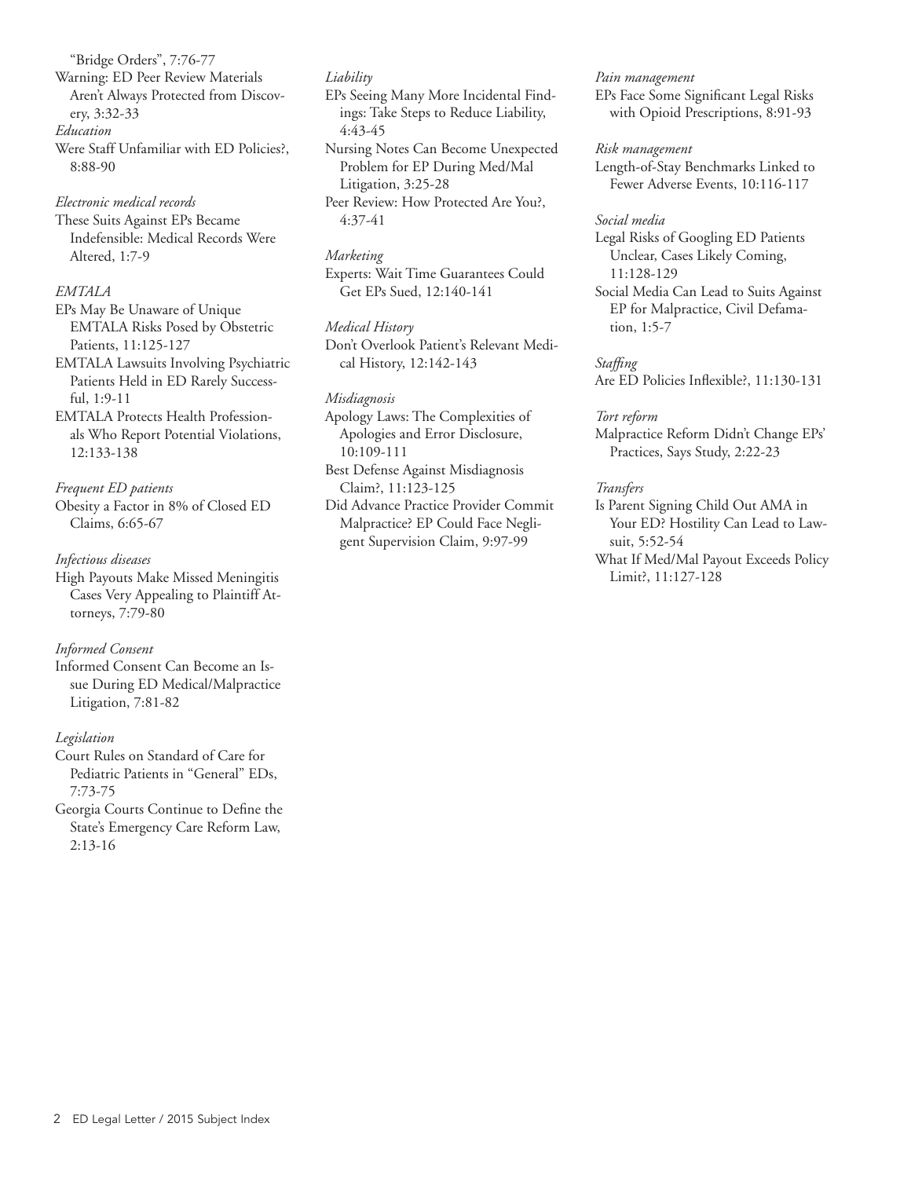"Bridge Orders", 7:76-77

Warning: ED Peer Review Materials Aren't Always Protected from Discovery, 3:32-33

*Education*

Were Staff Unfamiliar with ED Policies?, 8:88-90

*Electronic medical records*

These Suits Against EPs Became Indefensible: Medical Records Were Altered, 1:7-9

*EMTALA*

EPs May Be Unaware of Unique EMTALA Risks Posed by Obstetric Patients, 11:125-127

EMTALA Lawsuits Involving Psychiatric Patients Held in ED Rarely Successful, 1:9-11

EMTALA Protects Health Professionals Who Report Potential Violations, 12:133-138

*Frequent ED patients*

Obesity a Factor in 8% of Closed ED Claims, 6:65-67

*Infectious diseases*

High Payouts Make Missed Meningitis Cases Very Appealing to Plaintiff Attorneys, 7:79-80

*Informed Consent*

Informed Consent Can Become an Issue During ED Medical/Malpractice Litigation, 7:81-82

*Legislation*

Court Rules on Standard of Care for Pediatric Patients in "General" EDs, 7:73-75

Georgia Courts Continue to Define the State's Emergency Care Reform Law, 2:13-16

*Liability*

EPs Seeing Many More Incidental Findings: Take Steps to Reduce Liability, 4:43-45

Nursing Notes Can Become Unexpected Problem for EP During Med/Mal Litigation, 3:25-28

Peer Review: How Protected Are You?, 4:37-41

*Marketing*

Experts: Wait Time Guarantees Could Get EPs Sued, 12:140-141

*Medical History*

Don't Overlook Patient's Relevant Medical History, 12:142-143

*Misdiagnosis*

Apology Laws: The Complexities of Apologies and Error Disclosure, 10:109-111

Best Defense Against Misdiagnosis Claim?, 11:123-125

Did Advance Practice Provider Commit Malpractice? EP Could Face Negligent Supervision Claim, 9:97-99

*Pain management*

EPs Face Some Significant Legal Risks with Opioid Prescriptions, 8:91-93

*Risk management*

Length-of-Stay Benchmarks Linked to Fewer Adverse Events, 10:116-117

*Social media*

Legal Risks of Googling ED Patients Unclear, Cases Likely Coming, 11:128-129

Social Media Can Lead to Suits Against EP for Malpractice, Civil Defamation, 1:5-7

*Staffing*

Are ED Policies Inflexible?, 11:130-131

*Tort reform*

Malpractice Reform Didn't Change EPs' Practices, Says Study, 2:22-23

*Transfers*

Is Parent Signing Child Out AMA in Your ED? Hostility Can Lead to Lawsuit, 5:52-54

What If Med/Mal Payout Exceeds Policy Limit?, 11:127-128